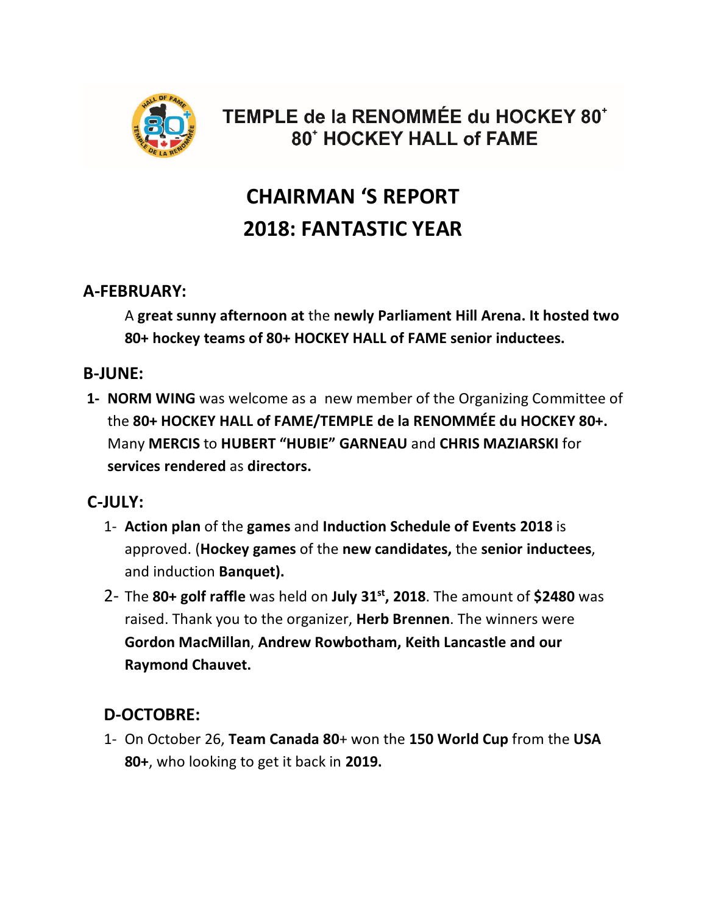TEMPLE de la RENOMMÉE du HOCKEY 80+
80+ HOCKEY HALL of FAME

# CHAIRMAN 'S REPORT
# 2018: FANTASTIC YEAR

## A-FEBRUARY:

A **great sunny afternoon at** the **newly Parliament Hill Arena. It hosted two 80+ hockey teams of 80+ HOCKEY HALL of FAME senior inductees.**

## B-JUNE:

1- **NORM WING** was welcome as a new member of the Organizing Committee of the **80+ HOCKEY HALL of FAME/TEMPLE de la RENOMMÉE du HOCKEY 80+.** Many **MERCIS** to **HUBERT "HUBIE" GARNEAU** and **CHRIS MAZIARSKI** for **services rendered** as **directors.**

## C-JULY:

1- **Action plan** of the **games** and **Induction Schedule of Events 2018** is approved. (**Hockey games** of the **new candidates,** the **senior inductees**, and induction **Banquet).**

2- The **80+ golf raffle** was held on **July 31st, 2018**. The amount of **$2480** was raised. Thank you to the organizer, **Herb Brennen**. The winners were **Gordon MacMillan**, **Andrew Rowbotham, Keith Lancastle and our Raymond Chauvet.**

## D-OCTOBRE:

1- On October 26, **Team Canada 80**+ won the **150 World Cup** from the **USA 80+**, who looking to get it back in **2019.**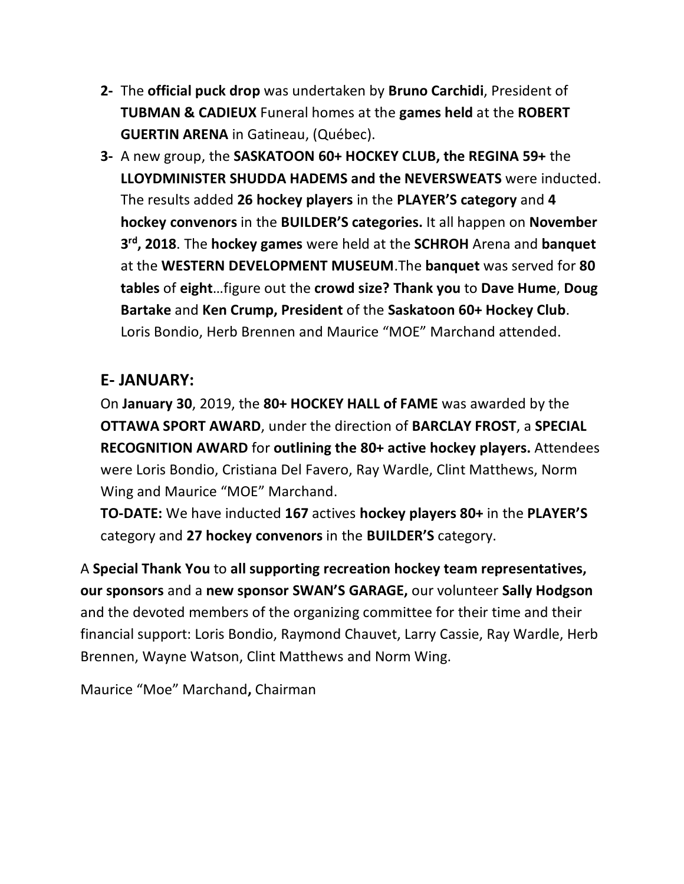2- The **official puck drop** was undertaken by **Bruno Carchidi**, President of **TUBMAN & CADIEUX** Funeral homes at the **games held** at the **ROBERT GUERTIN ARENA** in Gatineau, (Québec).

3- A new group, the **SASKATOON 60+ HOCKEY CLUB, the REGINA 59+** the **LLOYDMINISTER SHUDDA HADEMS and the NEVERSWEATS** were inducted. The results added **26 hockey players** in the **PLAYER'S category** and **4 hockey convenors** in the **BUILDER'S categories.** It all happen on **November 3rd, 2018**. The **hockey games** were held at the **SCHROH** Arena and **banquet** at the **WESTERN DEVELOPMENT MUSEUM**.The **banquet** was served for **80 tables** of **eight**…figure out the **crowd size? Thank you** to **Dave Hume**, **Doug Bartake** and **Ken Crump, President** of the **Saskatoon 60+ Hockey Club**. Loris Bondio, Herb Brennen and Maurice "MOE" Marchand attended.

## E- JANUARY:

On **January 30**, 2019, the **80+ HOCKEY HALL of FAME** was awarded by the **OTTAWA SPORT AWARD**, under the direction of **BARCLAY FROST**, a **SPECIAL RECOGNITION AWARD** for **outlining the 80+ active hockey players.** Attendees were Loris Bondio, Cristiana Del Favero, Ray Wardle, Clint Matthews, Norm Wing and Maurice "MOE" Marchand.

**TO-DATE:** We have inducted **167** actives **hockey players 80+** in the **PLAYER'S** category and **27 hockey convenors** in the **BUILDER'S** category.

A **Special Thank You** to **all supporting recreation hockey team representatives, our sponsors** and a **new sponsor SWAN'S GARAGE,** our volunteer **Sally Hodgson** and the devoted members of the organizing committee for their time and their financial support: Loris Bondio, Raymond Chauvet, Larry Cassie, Ray Wardle, Herb Brennen, Wayne Watson, Clint Matthews and Norm Wing.

Maurice "Moe" Marchand**,** Chairman